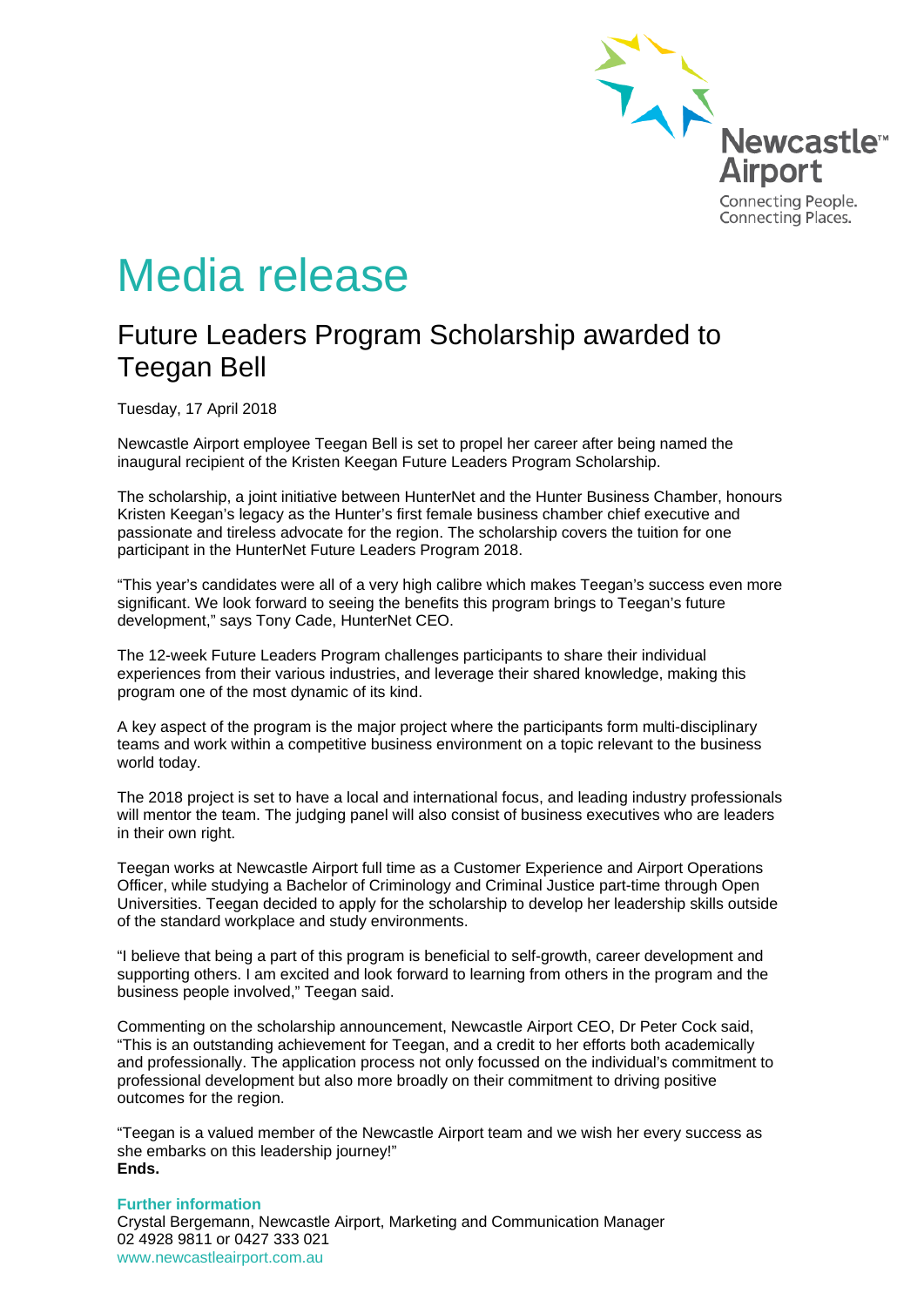Newcastle™ Airport

Connecting People.
Connecting Places.

# Media release

## Future Leaders Program Scholarship awarded to Teegan Bell

Tuesday, 17 April 2018

Newcastle Airport employee Teegan Bell is set to propel her career after being named the inaugural recipient of the Kristen Keegan Future Leaders Program Scholarship.

The scholarship, a joint initiative between HunterNet and the Hunter Business Chamber, honours Kristen Keegan's legacy as the Hunter's first female business chamber chief executive and passionate and tireless advocate for the region. The scholarship covers the tuition for one participant in the HunterNet Future Leaders Program 2018.

"This year's candidates were all of a very high calibre which makes Teegan's success even more significant. We look forward to seeing the benefits this program brings to Teegan's future development," says Tony Cade, HunterNet CEO.

The 12-week Future Leaders Program challenges participants to share their individual experiences from their various industries, and leverage their shared knowledge, making this program one of the most dynamic of its kind.

A key aspect of the program is the major project where the participants form multi-disciplinary teams and work within a competitive business environment on a topic relevant to the business world today.

The 2018 project is set to have a local and international focus, and leading industry professionals will mentor the team. The judging panel will also consist of business executives who are leaders in their own right.

Teegan works at Newcastle Airport full time as a Customer Experience and Airport Operations Officer, while studying a Bachelor of Criminology and Criminal Justice part-time through Open Universities. Teegan decided to apply for the scholarship to develop her leadership skills outside of the standard workplace and study environments.

"I believe that being a part of this program is beneficial to self-growth, career development and supporting others. I am excited and look forward to learning from others in the program and the business people involved," Teegan said.

Commenting on the scholarship announcement, Newcastle Airport CEO, Dr Peter Cock said, "This is an outstanding achievement for Teegan, and a credit to her efforts both academically and professionally. The application process not only focussed on the individual's commitment to professional development but also more broadly on their commitment to driving positive outcomes for the region.

"Teegan is a valued member of the Newcastle Airport team and we wish her every success as she embarks on this leadership journey!"
**Ends.**

**Further information**
Crystal Bergemann, Newcastle Airport, Marketing and Communication Manager
02 4928 9811 or 0427 333 021
www.newcastleairport.com.au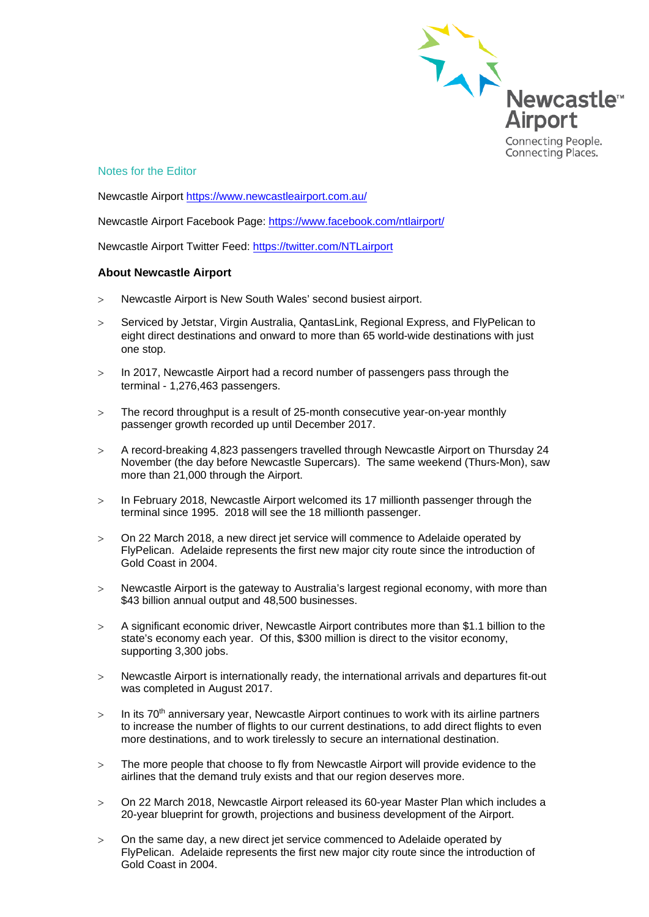Notes for the Editor

Newcastle Airport [https://www.newcastleairport.com.au/](https://www.newcastleairport.com.au/)

Newcastle Airport Facebook Page: [https://www.facebook.com/ntlairport/](https://www.facebook.com/ntlairport/)

Newcastle Airport Twitter Feed: [https://twitter.com/NTLairport](https://twitter.com/NTLairport)

**About Newcastle Airport**

- Newcastle Airport is New South Wales' second busiest airport.
- Serviced by Jetstar, Virgin Australia, QantasLink, Regional Express, and FlyPelican to eight direct destinations and onward to more than 65 world-wide destinations with just one stop.
- In 2017, Newcastle Airport had a record number of passengers pass through the terminal - 1,276,463 passengers.
- The record throughput is a result of 25-month consecutive year-on-year monthly passenger growth recorded up until December 2017.
- A record-breaking 4,823 passengers travelled through Newcastle Airport on Thursday 24 November (the day before Newcastle Supercars). The same weekend (Thurs-Mon), saw more than 21,000 through the Airport.
- In February 2018, Newcastle Airport welcomed its 17 millionth passenger through the terminal since 1995. 2018 will see the 18 millionth passenger.
- On 22 March 2018, a new direct jet service will commence to Adelaide operated by FlyPelican. Adelaide represents the first new major city route since the introduction of Gold Coast in 2004.
- Newcastle Airport is the gateway to Australia's largest regional economy, with more than $43 billion annual output and 48,500 businesses.
- A significant economic driver, Newcastle Airport contributes more than $1.1 billion to the state's economy each year. Of this, $300 million is direct to the visitor economy, supporting 3,300 jobs.
- Newcastle Airport is internationally ready, the international arrivals and departures fit-out was completed in August 2017.
- In its 70th anniversary year, Newcastle Airport continues to work with its airline partners to increase the number of flights to our current destinations, to add direct flights to even more destinations, and to work tirelessly to secure an international destination.
- The more people that choose to fly from Newcastle Airport will provide evidence to the airlines that the demand truly exists and that our region deserves more.
- On 22 March 2018, Newcastle Airport released its 60-year Master Plan which includes a 20-year blueprint for growth, projections and business development of the Airport.
- On the same day, a new direct jet service commenced to Adelaide operated by FlyPelican. Adelaide represents the first new major city route since the introduction of Gold Coast in 2004.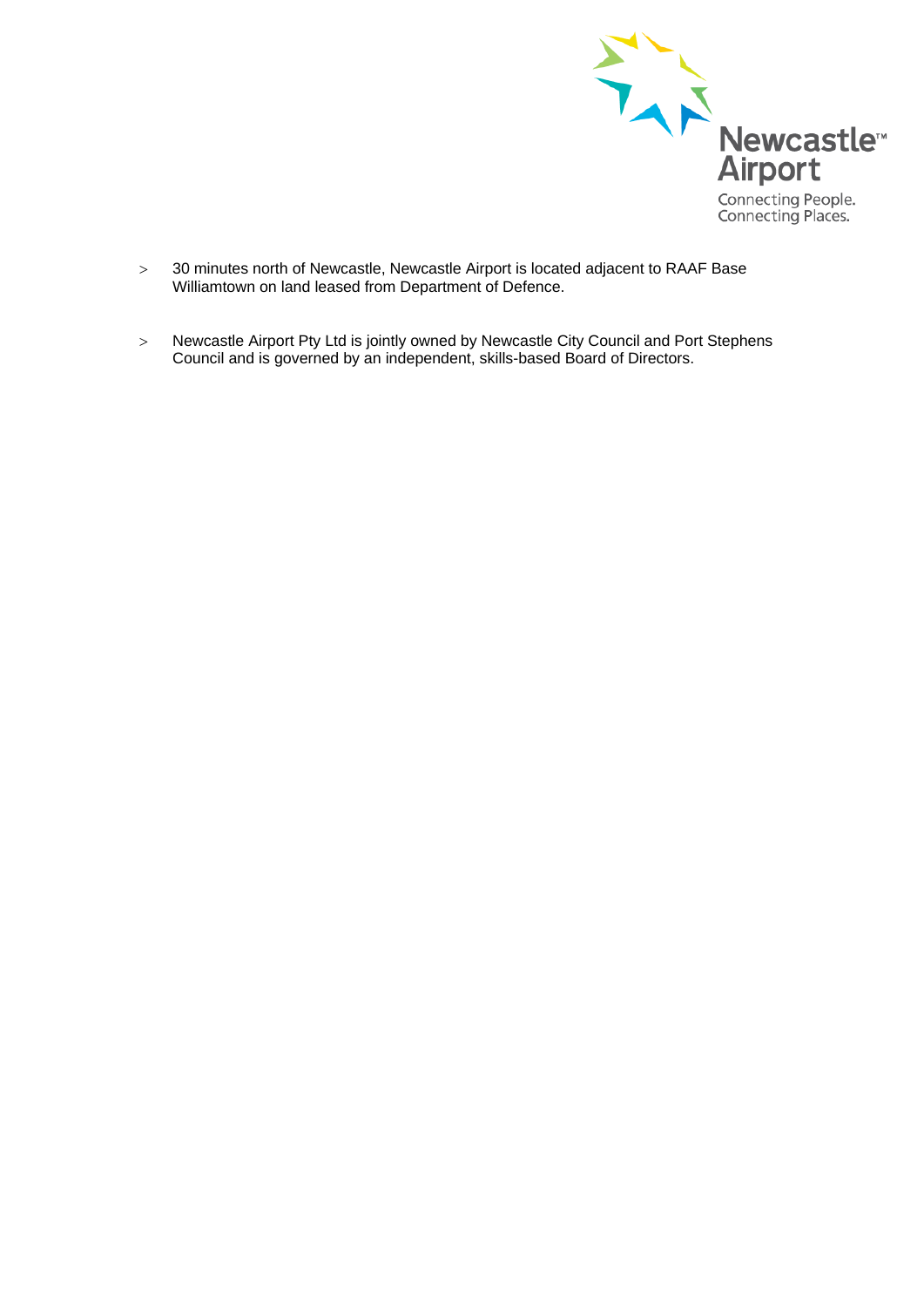- 30 minutes north of Newcastle, Newcastle Airport is located adjacent to RAAF Base Williamtown on land leased from Department of Defence.

- Newcastle Airport Pty Ltd is jointly owned by Newcastle City Council and Port Stephens Council and is governed by an independent, skills-based Board of Directors.